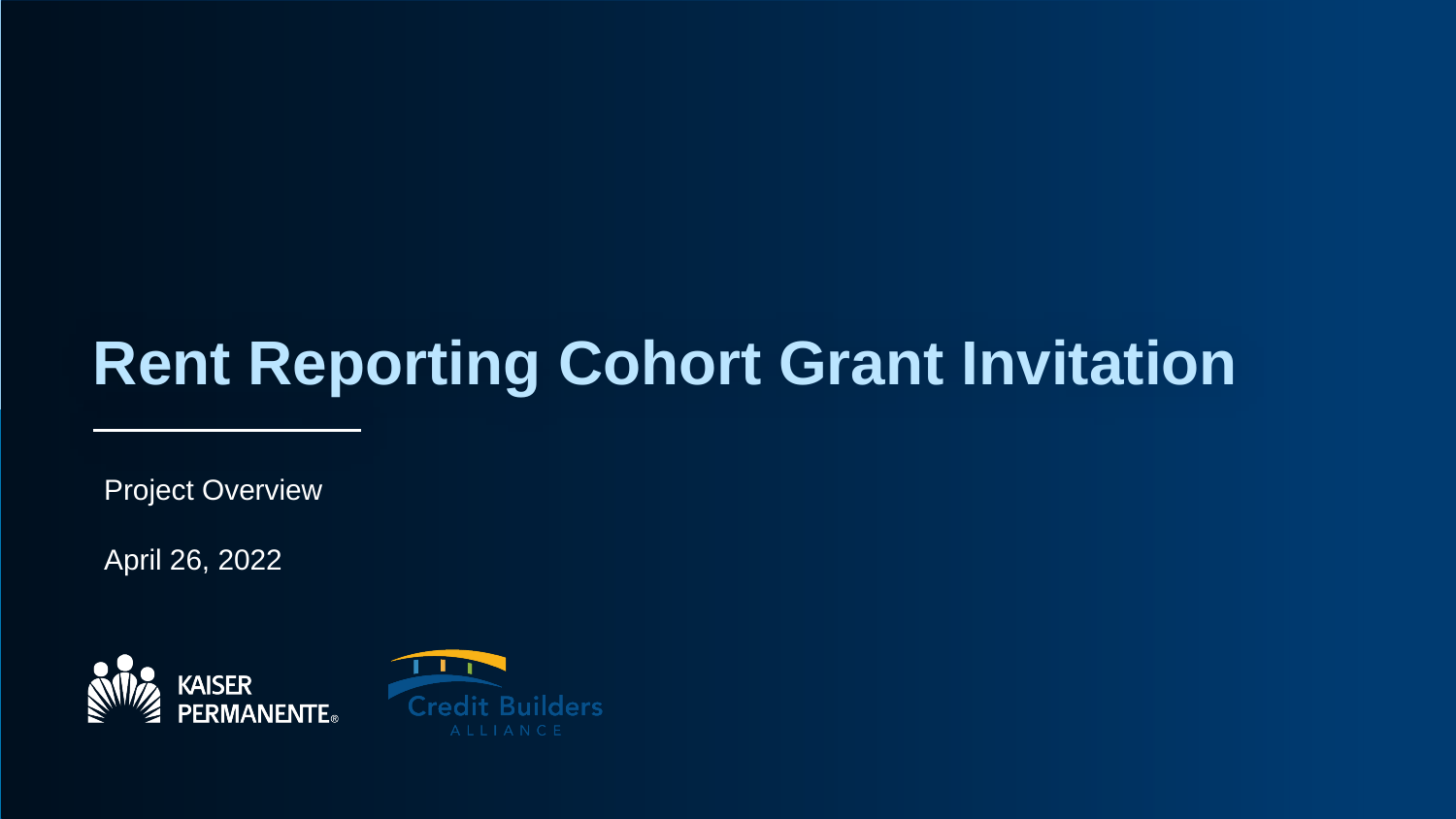# Rent Reporting Cohort Grant Invitation

Project Overview

April 26, 2022

KAISER PERMANENTE®

Credit Builders ALLIANCE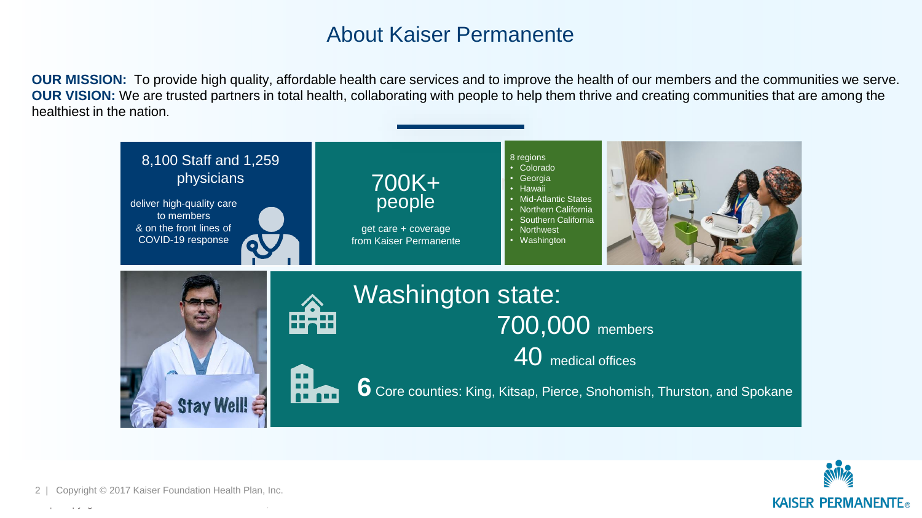# About Kaiser Permanente

**OUR MISSION:** To provide high quality, affordable health care services and to improve the health of our members and the communities we serve.
**OUR VISION:** We are trusted partners in total health, collaborating with people to help them thrive and creating communities that are among the healthiest in the nation.

8,100 Staff and 1,259 physicians

deliver high-quality care to members & on the front lines of COVID-19 response

700K+ people

get care + coverage from Kaiser Permanente

8 regions

- Colorado
- Georgia
- Hawaii
- Mid-Atlantic States
- Northern California
- Southern California
- Northwest
- Washington

Stay Well!

## Washington state:

700,000 members

40 medical offices

**6** Core counties: King, Kitsap, Pierce, Snohomish, Thurston, and Spokane

Copyright © 2017 Kaiser Foundation Health Plan, Inc.

KAISER PERMANENTE®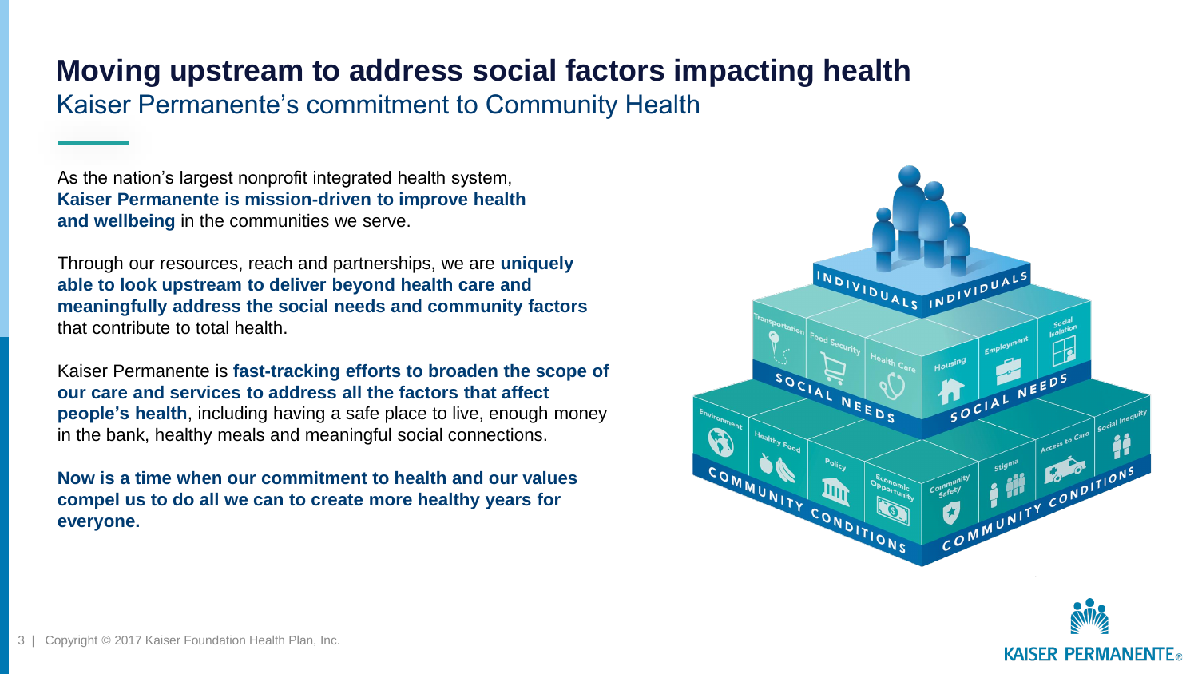# Moving upstream to address social factors impacting health

## Kaiser Permanente's commitment to Community Health

As the nation's largest nonprofit integrated health system, **Kaiser Permanente is mission-driven to improve health and wellbeing** in the communities we serve.

Through our resources, reach and partnerships, we are **uniquely able to look upstream to deliver beyond health care and meaningfully address the social needs and community factors** that contribute to total health.

Kaiser Permanente is **fast-tracking efforts to broaden the scope of our care and services to address all the factors that affect people's health**, including having a safe place to live, enough money in the bank, healthy meals and meaningful social connections.

**Now is a time when our commitment to health and our values compel us to do all we can to create more healthy years for everyone.**

INDIVIDUALS

SOCIAL NEEDS: Transportation, Food Security, Health Care, Housing, Employment, Social Isolation

COMMUNITY CONDITIONS: Environment, Healthy Food, Policy, Economic Opportunity, Community Safety, Stigma, Access to Care, Social Inequity

Copyright © 2017 Kaiser Foundation Health Plan, Inc.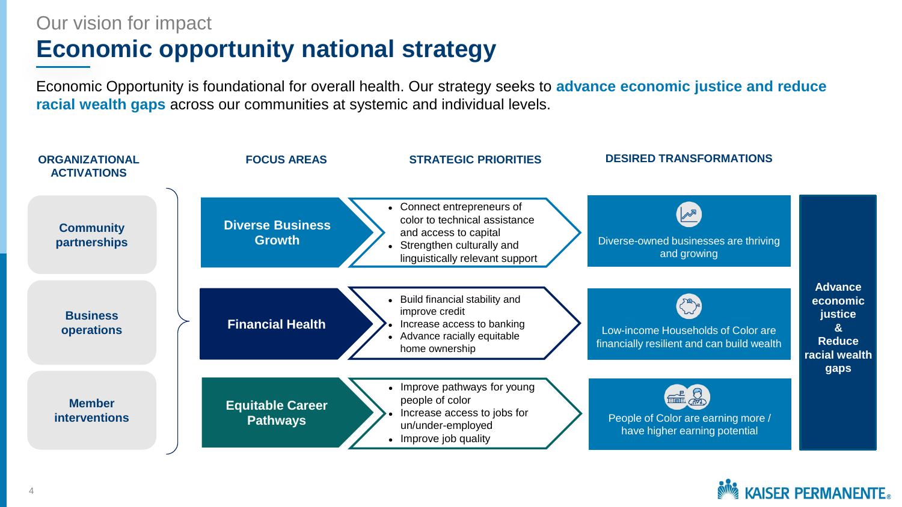Our vision for impact

# Economic opportunity national strategy

Economic Opportunity is foundational for overall health. Our strategy seeks to **advance economic justice and reduce racial wealth gaps** across our communities at systemic and individual levels.

**ORGANIZATIONAL ACTIVATIONS**

- Community partnerships
- Business operations
- Member interventions

| FOCUS AREAS | STRATEGIC PRIORITIES | DESIRED TRANSFORMATIONS |
|---|---|---|
| **Diverse Business Growth** | • Connect entrepreneurs of color to technical assistance and access to capital<br>• Strengthen culturally and linguistically relevant support | Diverse-owned businesses are thriving and growing |
| **Financial Health** | • Build financial stability and improve credit<br>• Increase access to banking<br>• Advance racially equitable home ownership | Low-income Households of Color are financially resilient and can build wealth |
| **Equitable Career Pathways** | • Improve pathways for young people of color<br>• Increase access to jobs for un/under-employed<br>• Improve job quality | People of Color are earning more / have higher earning potential |

**Advance economic justice & Reduce racial wealth gaps**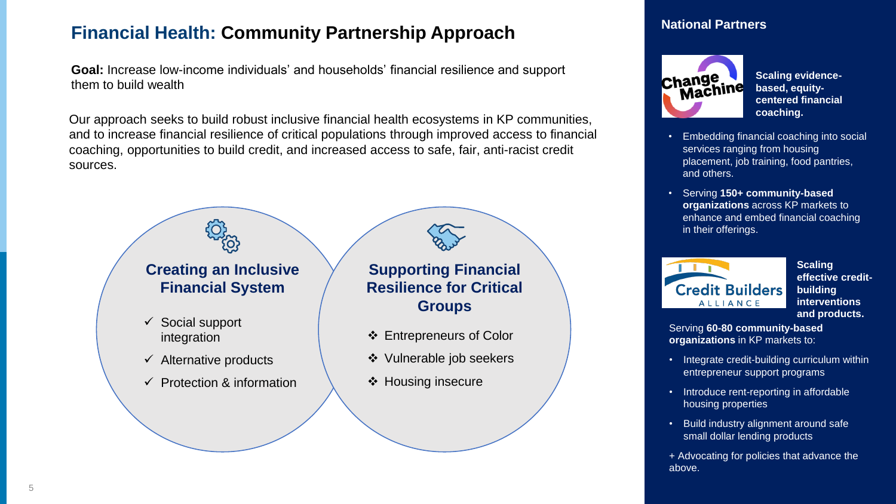# Financial Health: Community Partnership Approach

**Goal:** Increase low-income individuals' and households' financial resilience and support them to build wealth

Our approach seeks to build robust inclusive financial health ecosystems in KP communities, and to increase financial resilience of critical populations through improved access to financial coaching, opportunities to build credit, and increased access to safe, fair, anti-racist credit sources.

### Creating an Inclusive Financial System

- ✓ Social support integration
- ✓ Alternative products
- ✓ Protection & information

### Supporting Financial Resilience for Critical Groups

- ❖ Entrepreneurs of Color
- ❖ Vulnerable job seekers
- ❖ Housing insecure

## National Partners

**Change Machine**

**Scaling evidence-based, equity-centered financial coaching.**

- Embedding financial coaching into social services ranging from housing placement, job training, food pantries, and others.
- Serving **150+ community-based organizations** across KP markets to enhance and embed financial coaching in their offerings.

**Credit Builders Alliance**

**Scaling effective credit-building interventions and products.**

Serving **60-80 community-based organizations** in KP markets to:

- Integrate credit-building curriculum within entrepreneur support programs
- Introduce rent-reporting in affordable housing properties
- Build industry alignment around safe small dollar lending products

+ Advocating for policies that advance the above.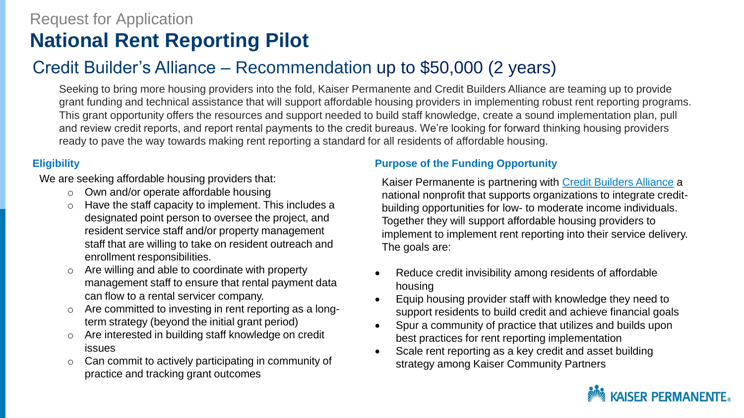Request for Application

# National Rent Reporting Pilot

## Credit Builder's Alliance – Recommendation up to $50,000 (2 years)

Seeking to bring more housing providers into the fold, Kaiser Permanente and Credit Builders Alliance are teaming up to provide grant funding and technical assistance that will support affordable housing providers in implementing robust rent reporting programs. This grant opportunity offers the resources and support needed to build staff knowledge, create a sound implementation plan, pull and review credit reports, and report rental payments to the credit bureaus. We're looking for forward thinking housing providers ready to pave the way towards making rent reporting a standard for all residents of affordable housing.

### Eligibility

We are seeking affordable housing providers that:

- Own and/or operate affordable housing
- Have the staff capacity to implement. This includes a designated point person to oversee the project, and resident service staff and/or property management staff that are willing to take on resident outreach and enrollment responsibilities.
- Are willing and able to coordinate with property management staff to ensure that rental payment data can flow to a rental servicer company.
- Are committed to investing in rent reporting as a long-term strategy (beyond the initial grant period)
- Are interested in building staff knowledge on credit issues
- Can commit to actively participating in community of practice and tracking grant outcomes

### Purpose of the Funding Opportunity

Kaiser Permanente is partnering with Credit Builders Alliance a national nonprofit that supports organizations to integrate credit-building opportunities for low- to moderate income individuals. Together they will support affordable housing providers to implement to implement rent reporting into their service delivery. The goals are:

- Reduce credit invisibility among residents of affordable housing
- Equip housing provider staff with knowledge they need to support residents to build credit and achieve financial goals
- Spur a community of practice that utilizes and builds upon best practices for rent reporting implementation
- Scale rent reporting as a key credit and asset building strategy among Kaiser Community Partners

KAISER PERMANENTE®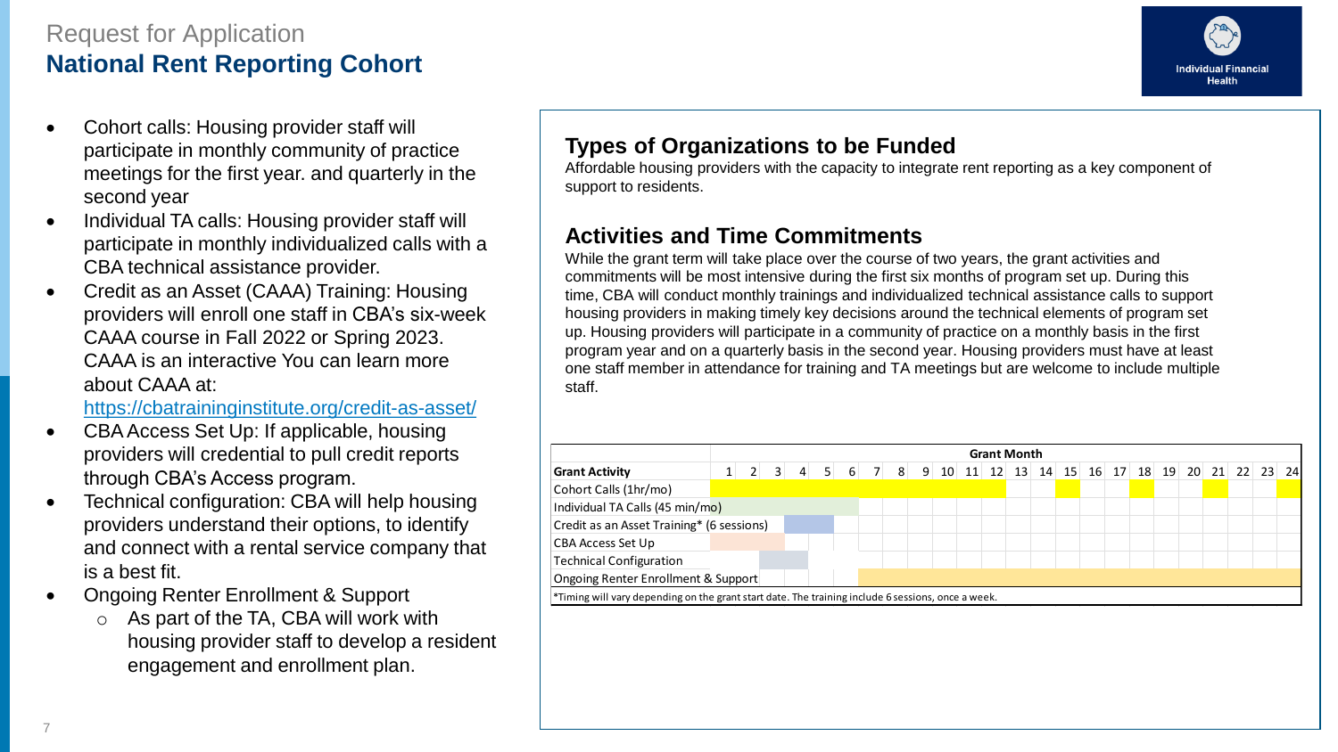Request for Application

# National Rent Reporting Cohort

- Cohort calls: Housing provider staff will participate in monthly community of practice meetings for the first year. and quarterly in the second year
- Individual TA calls: Housing provider staff will participate in monthly individualized calls with a CBA technical assistance provider.
- Credit as an Asset (CAAA) Training: Housing providers will enroll one staff in CBA's six-week CAAA course in Fall 2022 or Spring 2023. CAAA is an interactive You can learn more about CAAA at: https://cbatraininginstitute.org/credit-as-asset/
- CBA Access Set Up: If applicable, housing providers will credential to pull credit reports through CBA's Access program.
- Technical configuration: CBA will help housing providers understand their options, to identify and connect with a rental service company that is a best fit.
- Ongoing Renter Enrollment & Support
  - As part of the TA, CBA will work with housing provider staff to develop a resident engagement and enrollment plan.

## Types of Organizations to be Funded

Affordable housing providers with the capacity to integrate rent reporting as a key component of support to residents.

## Activities and Time Commitments

While the grant term will take place over the course of two years, the grant activities and commitments will be most intensive during the first six months of program set up. During this time, CBA will conduct monthly trainings and individualized technical assistance calls to support housing providers in making timely key decisions around the technical elements of program set up. Housing providers will participate in a community of practice on a monthly basis in the first program year and on a quarterly basis in the second year. Housing providers must have at least one staff member in attendance for training and TA meetings but are welcome to include multiple staff.

| | Grant Month | | | | | | | | | | | | | | | | | | | | | | | |
|---|---|---|---|---|---|---|---|---|---|---|---|---|---|---|---|---|---|---|---|---|---|---|---|---|
| **Grant Activity** | 1 | 2 | 3 | 4 | 5 | 6 | 7 | 8 | 9 | 10 | 11 | 12 | 13 | 14 | 15 | 16 | 17 | 18 | 19 | 20 | 21 | 22 | 23 | 24 |
| Cohort Calls (1hr/mo) | X | X | X | X | X | X | X | X | X | X | X | X | | | X | | | X | | | X | | | X |
| Individual TA Calls (45 min/mo) | X | X | X | X | X | X | | | | | | | | | | | | | | | | | | |
| Credit as an Asset Training* (6 sessions) | | | | X | X | | | | | | | | | | | | | | | | | | | |
| CBA Access Set Up | X | X | X | | | | | | | | | | | | | | | | | | | | | |
| Technical Configuration | | | X | X | | | | | | | | | | | | | | | | | | | | |
| Ongoing Renter Enrollment & Support | | | | | | | X | X | X | X | X | X | X | X | X | X | X | X | X | X | X | X | X | X |

*Timing will vary depending on the grant start date. The training include 6 sessions, once a week.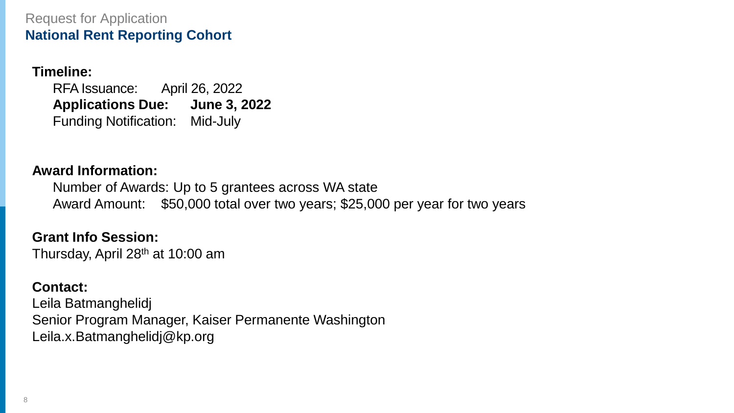Request for Application

## National Rent Reporting Cohort

**Timeline:**

RFA Issuance: April 26, 2022
**Applications Due: June 3, 2022**
Funding Notification: Mid-July

**Award Information:**

Number of Awards: Up to 5 grantees across WA state
Award Amount: $50,000 total over two years; $25,000 per year for two years

**Grant Info Session:**

Thursday, April 28th at 10:00 am

**Contact:**

Leila Batmanghelidj
Senior Program Manager, Kaiser Permanente Washington
Leila.x.Batmanghelidj@kp.org